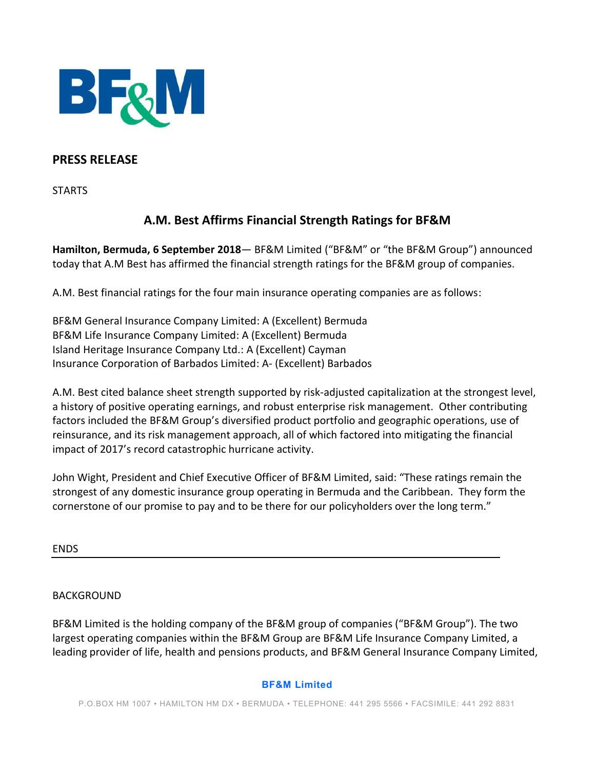BF&M

## PRESS RELEASE

STARTS

# A.M. Best Affirms Financial Strength Ratings for BF&M

**Hamilton, Bermuda, 6 September 2018**— BF&M Limited ("BF&M" or "the BF&M Group") announced today that A.M Best has affirmed the financial strength ratings for the BF&M group of companies.

A.M. Best financial ratings for the four main insurance operating companies are as follows:

BF&M General Insurance Company Limited: A (Excellent) Bermuda
BF&M Life Insurance Company Limited: A (Excellent) Bermuda
Island Heritage Insurance Company Ltd.: A (Excellent) Cayman
Insurance Corporation of Barbados Limited: A- (Excellent) Barbados

A.M. Best cited balance sheet strength supported by risk-adjusted capitalization at the strongest level, a history of positive operating earnings, and robust enterprise risk management. Other contributing factors included the BF&M Group's diversified product portfolio and geographic operations, use of reinsurance, and its risk management approach, all of which factored into mitigating the financial impact of 2017's record catastrophic hurricane activity.

John Wight, President and Chief Executive Officer of BF&M Limited, said: "These ratings remain the strongest of any domestic insurance group operating in Bermuda and the Caribbean. They form the cornerstone of our promise to pay and to be there for our policyholders over the long term."

ENDS

---

BACKGROUND

BF&M Limited is the holding company of the BF&M group of companies ("BF&M Group"). The two largest operating companies within the BF&M Group are BF&M Life Insurance Company Limited, a leading provider of life, health and pensions products, and BF&M General Insurance Company Limited,

**BF&M Limited**

P.O.BOX HM 1007 • HAMILTON HM DX • BERMUDA • TELEPHONE: 441 295 5566 • FACSIMILE: 441 292 8831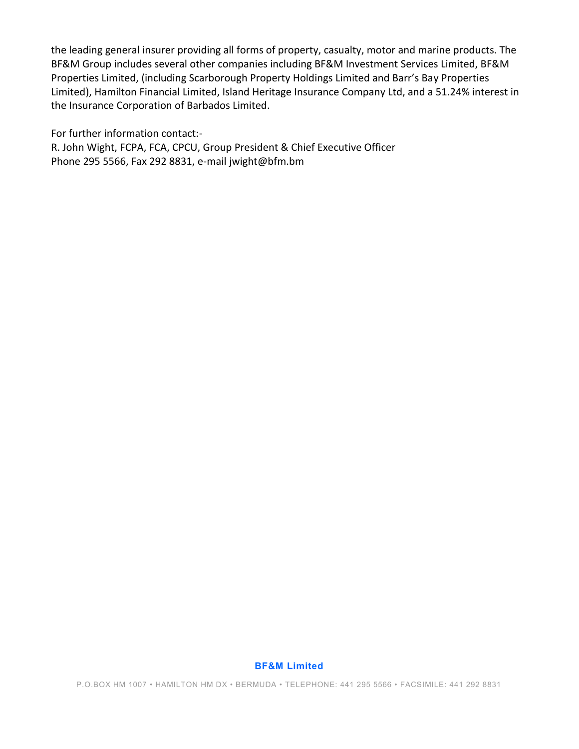the leading general insurer providing all forms of property, casualty, motor and marine products. The BF&M Group includes several other companies including BF&M Investment Services Limited, BF&M Properties Limited, (including Scarborough Property Holdings Limited and Barr's Bay Properties Limited), Hamilton Financial Limited, Island Heritage Insurance Company Ltd, and a 51.24% interest in the Insurance Corporation of Barbados Limited.

For further information contact:-
R. John Wight, FCPA, FCA, CPCU, Group President & Chief Executive Officer
Phone 295 5566, Fax 292 8831, e-mail jwight@bfm.bm

**BF&M Limited**

P.O.BOX HM 1007 • HAMILTON HM DX • BERMUDA • TELEPHONE: 441 295 5566 • FACSIMILE: 441 292 8831